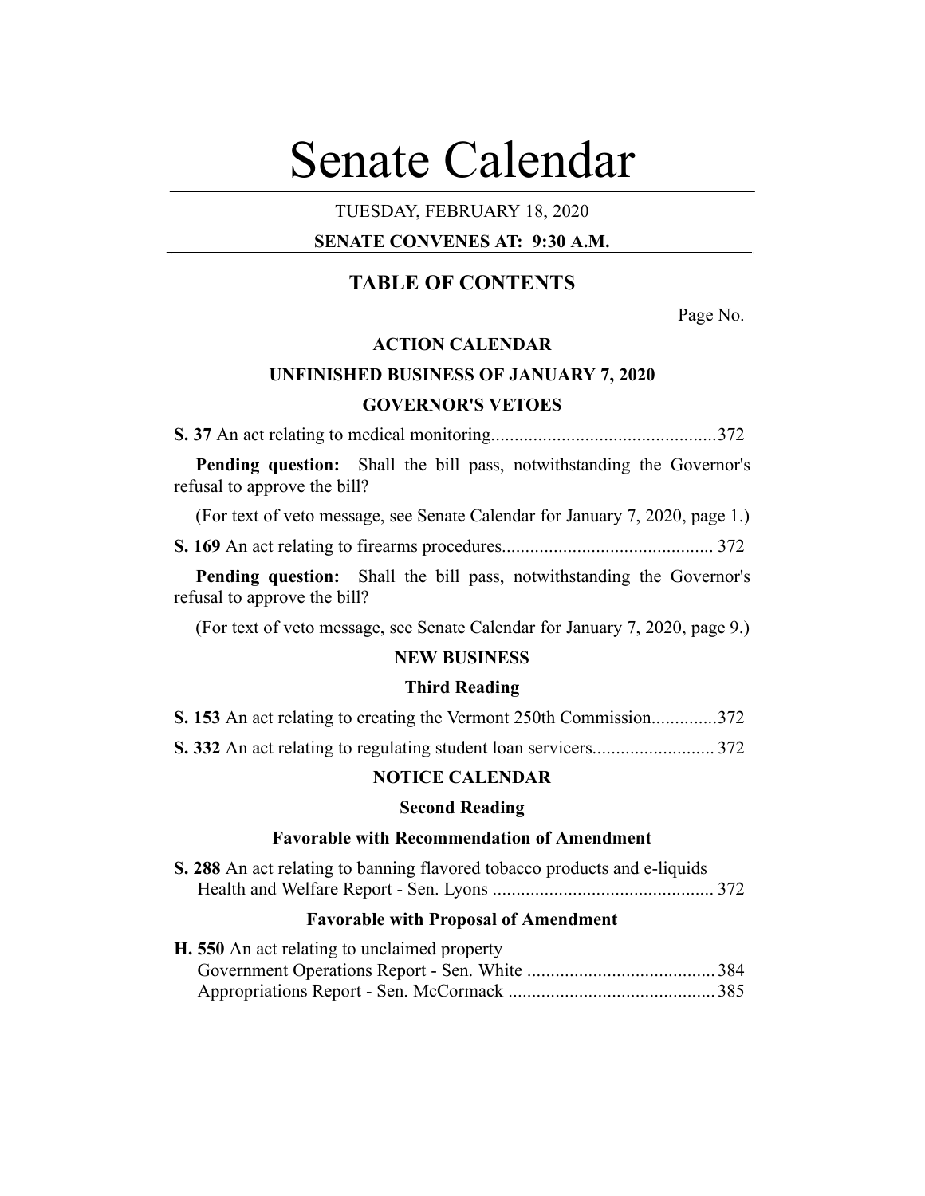# Senate Calendar

TUESDAY, FEBRUARY 18, 2020

**SENATE CONVENES AT: 9:30 A.M.**

## TABLE OF CONTENTS

Page No.

### ACTION CALENDAR

### UNFINISHED BUSINESS OF JANUARY 7, 2020

### GOVERNOR'S VETOES

**S. 37** An act relating to medical monitoring................................................372

**Pending question:** Shall the bill pass, notwithstanding the Governor's refusal to approve the bill?

(For text of veto message, see Senate Calendar for January 7, 2020, page 1.)

**S. 169** An act relating to firearms procedures............................................ 372

**Pending question:** Shall the bill pass, notwithstanding the Governor's refusal to approve the bill?

(For text of veto message, see Senate Calendar for January 7, 2020, page 9.)

### NEW BUSINESS

#### Third Reading

**S. 153** An act relating to creating the Vermont 250th Commission..............372

**S. 332** An act relating to regulating student loan servicers.......................... 372

### NOTICE CALENDAR

#### Second Reading

#### Favorable with Recommendation of Amendment

**S. 288** An act relating to banning flavored tobacco products and e-liquids
Health and Welfare Report - Sen. Lyons ............................................... 372

#### Favorable with Proposal of Amendment

**H. 550** An act relating to unclaimed property
Government Operations Report - Sen. White ........................................ 384
Appropriations Report - Sen. McCormack ............................................ 385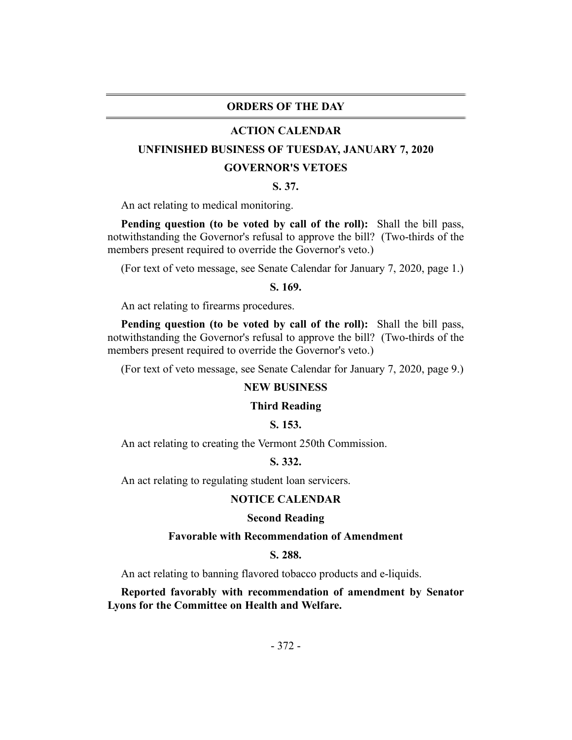## ORDERS OF THE DAY

### ACTION CALENDAR

### UNFINISHED BUSINESS OF TUESDAY, JANUARY 7, 2020

### GOVERNOR'S VETOES

**S. 37.**

An act relating to medical monitoring.

**Pending question (to be voted by call of the roll):** Shall the bill pass, notwithstanding the Governor's refusal to approve the bill? (Two-thirds of the members present required to override the Governor's veto.)

(For text of veto message, see Senate Calendar for January 7, 2020, page 1.)

**S. 169.**

An act relating to firearms procedures.

**Pending question (to be voted by call of the roll):** Shall the bill pass, notwithstanding the Governor's refusal to approve the bill? (Two-thirds of the members present required to override the Governor's veto.)

(For text of veto message, see Senate Calendar for January 7, 2020, page 9.)

### NEW BUSINESS

**Third Reading**

**S. 153.**

An act relating to creating the Vermont 250th Commission.

**S. 332.**

An act relating to regulating student loan servicers.

### NOTICE CALENDAR

**Second Reading**

**Favorable with Recommendation of Amendment**

**S. 288.**

An act relating to banning flavored tobacco products and e-liquids.

**Reported favorably with recommendation of amendment by Senator Lyons for the Committee on Health and Welfare.**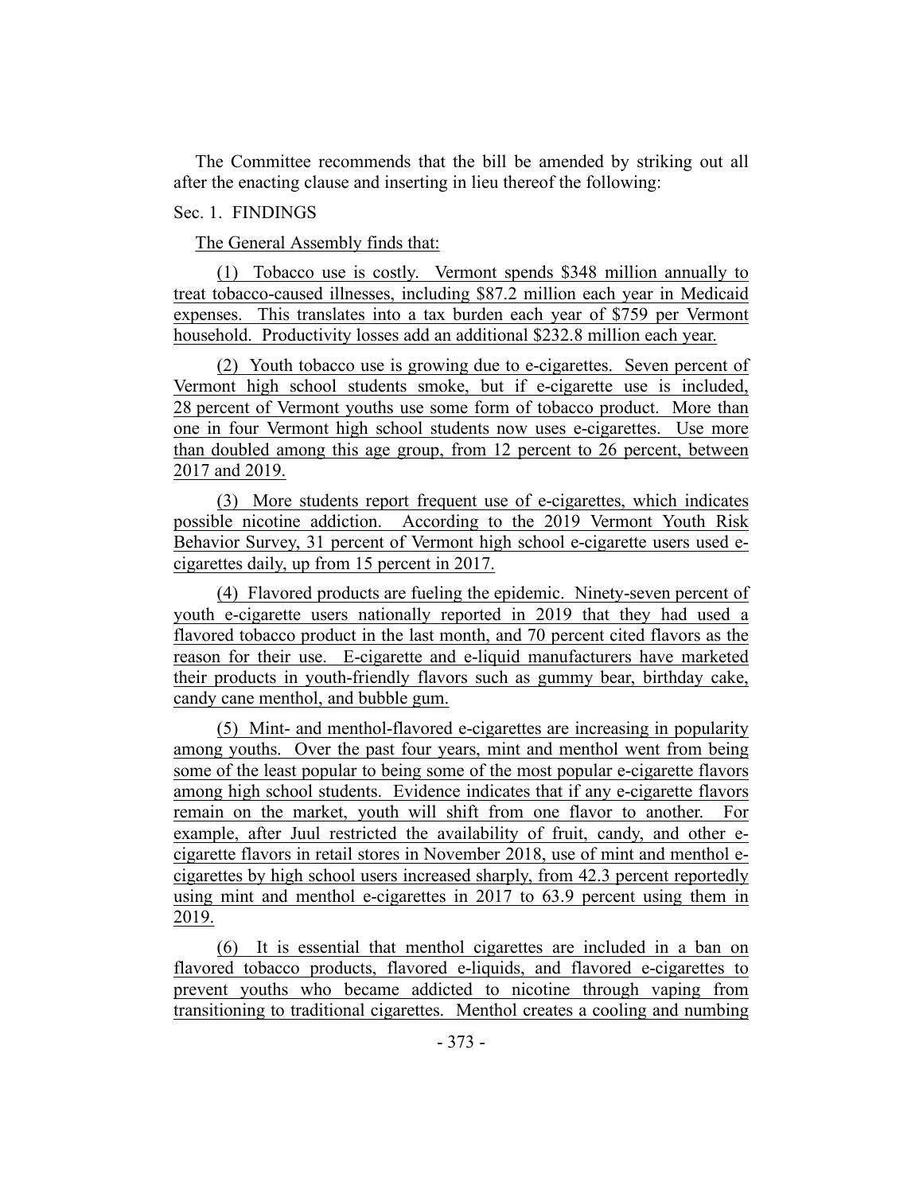The Committee recommends that the bill be amended by striking out all after the enacting clause and inserting in lieu thereof the following:

Sec. 1. FINDINGS

The General Assembly finds that:

(1) Tobacco use is costly. Vermont spends $348 million annually to treat tobacco-caused illnesses, including $87.2 million each year in Medicaid expenses. This translates into a tax burden each year of $759 per Vermont household. Productivity losses add an additional $232.8 million each year.

(2) Youth tobacco use is growing due to e-cigarettes. Seven percent of Vermont high school students smoke, but if e-cigarette use is included, 28 percent of Vermont youths use some form of tobacco product. More than one in four Vermont high school students now uses e-cigarettes. Use more than doubled among this age group, from 12 percent to 26 percent, between 2017 and 2019.

(3) More students report frequent use of e-cigarettes, which indicates possible nicotine addiction. According to the 2019 Vermont Youth Risk Behavior Survey, 31 percent of Vermont high school e-cigarette users used e-cigarettes daily, up from 15 percent in 2017.

(4) Flavored products are fueling the epidemic. Ninety-seven percent of youth e-cigarette users nationally reported in 2019 that they had used a flavored tobacco product in the last month, and 70 percent cited flavors as the reason for their use. E-cigarette and e-liquid manufacturers have marketed their products in youth-friendly flavors such as gummy bear, birthday cake, candy cane menthol, and bubble gum.

(5) Mint- and menthol-flavored e-cigarettes are increasing in popularity among youths. Over the past four years, mint and menthol went from being some of the least popular to being some of the most popular e-cigarette flavors among high school students. Evidence indicates that if any e-cigarette flavors remain on the market, youth will shift from one flavor to another. For example, after Juul restricted the availability of fruit, candy, and other e-cigarette flavors in retail stores in November 2018, use of mint and menthol e-cigarettes by high school users increased sharply, from 42.3 percent reportedly using mint and menthol e-cigarettes in 2017 to 63.9 percent using them in 2019.

(6) It is essential that menthol cigarettes are included in a ban on flavored tobacco products, flavored e-liquids, and flavored e-cigarettes to prevent youths who became addicted to nicotine through vaping from transitioning to traditional cigarettes. Menthol creates a cooling and numbing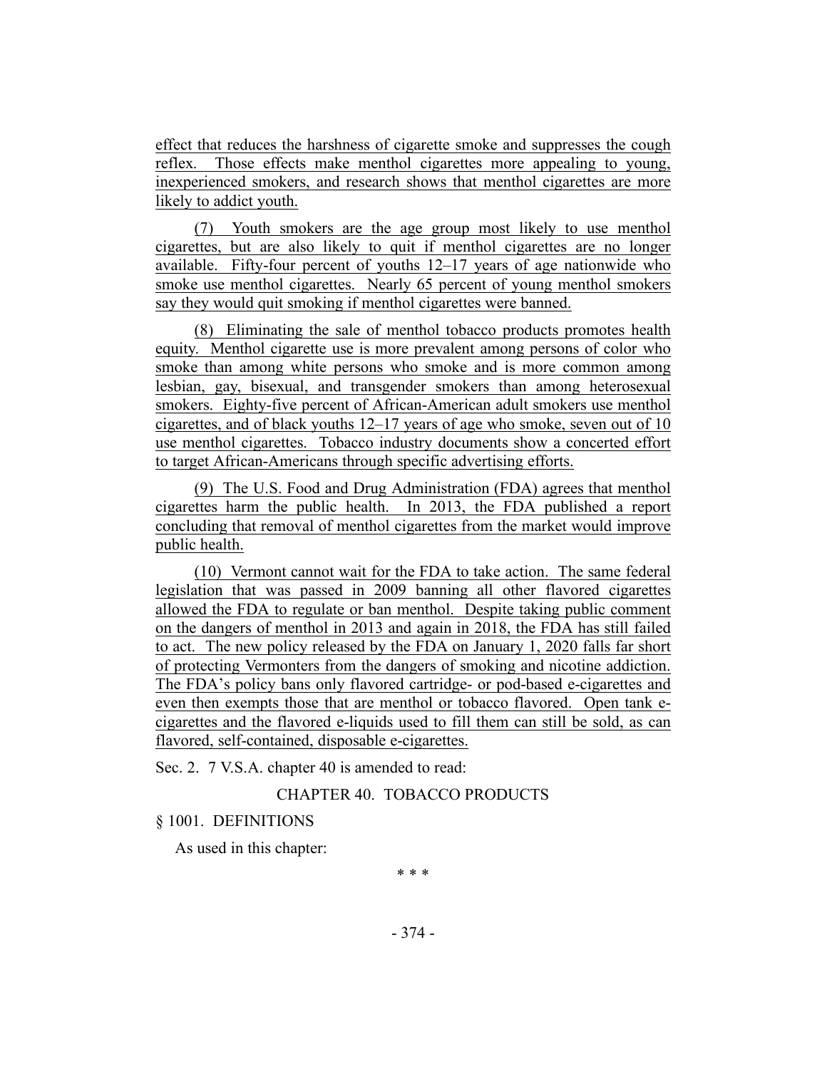effect that reduces the harshness of cigarette smoke and suppresses the cough reflex. Those effects make menthol cigarettes more appealing to young, inexperienced smokers, and research shows that menthol cigarettes are more likely to addict youth.

(7) Youth smokers are the age group most likely to use menthol cigarettes, but are also likely to quit if menthol cigarettes are no longer available. Fifty-four percent of youths 12–17 years of age nationwide who smoke use menthol cigarettes. Nearly 65 percent of young menthol smokers say they would quit smoking if menthol cigarettes were banned.

(8) Eliminating the sale of menthol tobacco products promotes health equity. Menthol cigarette use is more prevalent among persons of color who smoke than among white persons who smoke and is more common among lesbian, gay, bisexual, and transgender smokers than among heterosexual smokers. Eighty-five percent of African-American adult smokers use menthol cigarettes, and of black youths 12–17 years of age who smoke, seven out of 10 use menthol cigarettes. Tobacco industry documents show a concerted effort to target African-Americans through specific advertising efforts.

(9) The U.S. Food and Drug Administration (FDA) agrees that menthol cigarettes harm the public health. In 2013, the FDA published a report concluding that removal of menthol cigarettes from the market would improve public health.

(10) Vermont cannot wait for the FDA to take action. The same federal legislation that was passed in 2009 banning all other flavored cigarettes allowed the FDA to regulate or ban menthol. Despite taking public comment on the dangers of menthol in 2013 and again in 2018, the FDA has still failed to act. The new policy released by the FDA on January 1, 2020 falls far short of protecting Vermonters from the dangers of smoking and nicotine addiction. The FDA's policy bans only flavored cartridge- or pod-based e-cigarettes and even then exempts those that are menthol or tobacco flavored. Open tank e-cigarettes and the flavored e-liquids used to fill them can still be sold, as can flavored, self-contained, disposable e-cigarettes.

Sec. 2. 7 V.S.A. chapter 40 is amended to read:

CHAPTER 40. TOBACCO PRODUCTS

§ 1001. DEFINITIONS

As used in this chapter:

\* \* \*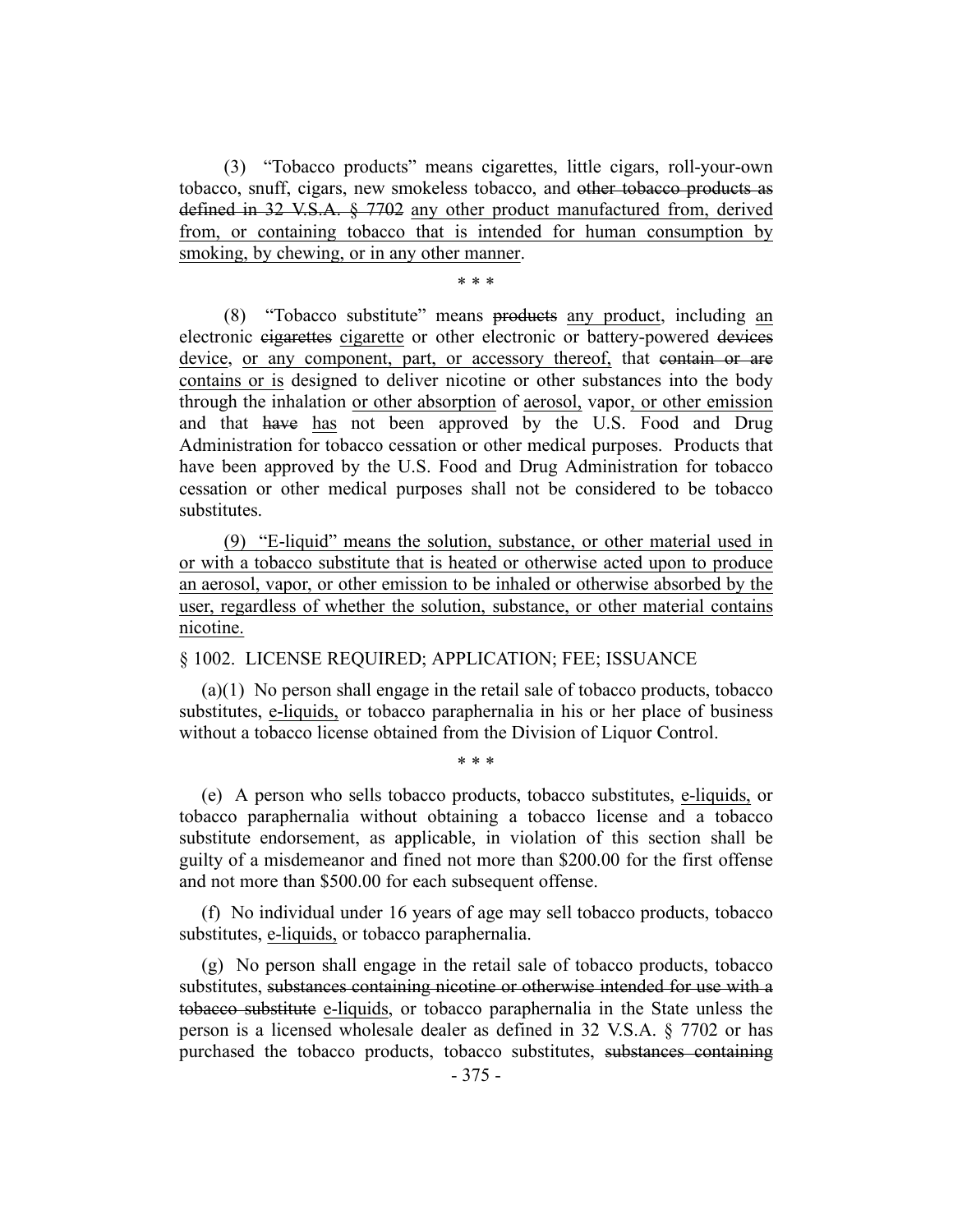(3) "Tobacco products" means cigarettes, little cigars, roll-your-own tobacco, snuff, cigars, new smokeless tobacco, and ~~other tobacco products as defined in 32 V.S.A. § 7702~~ <u>any other product manufactured from, derived from, or containing tobacco that is intended for human consumption by smoking, by chewing, or in any other manner</u>.

\* \* \*

(8) "Tobacco substitute" means ~~products~~ <u>any product</u>, including <u>an</u> electronic ~~cigarettes~~ <u>cigarette</u> or other electronic or battery-powered ~~devices~~ <u>device, or any component, part, or accessory thereof,</u> that ~~contain or are~~ <u>contains or is</u> designed to deliver nicotine or other substances into the body through the inhalation <u>or other absorption</u> of <u>aerosol,</u> vapor<u>, or other emission</u> and that ~~have~~ <u>has</u> not been approved by the U.S. Food and Drug Administration for tobacco cessation or other medical purposes. Products that have been approved by the U.S. Food and Drug Administration for tobacco cessation or other medical purposes shall not be considered to be tobacco substitutes.

<u>(9) "E-liquid" means the solution, substance, or other material used in or with a tobacco substitute that is heated or otherwise acted upon to produce an aerosol, vapor, or other emission to be inhaled or otherwise absorbed by the user, regardless of whether the solution, substance, or other material contains nicotine.</u>

§ 1002. LICENSE REQUIRED; APPLICATION; FEE; ISSUANCE

(a)(1) No person shall engage in the retail sale of tobacco products, tobacco substitutes, <u>e-liquids,</u> or tobacco paraphernalia in his or her place of business without a tobacco license obtained from the Division of Liquor Control.

\* \* \*

(e) A person who sells tobacco products, tobacco substitutes, <u>e-liquids,</u> or tobacco paraphernalia without obtaining a tobacco license and a tobacco substitute endorsement, as applicable, in violation of this section shall be guilty of a misdemeanor and fined not more than $200.00 for the first offense and not more than $500.00 for each subsequent offense.

(f) No individual under 16 years of age may sell tobacco products, tobacco substitutes, <u>e-liquids,</u> or tobacco paraphernalia.

(g) No person shall engage in the retail sale of tobacco products, tobacco substitutes, ~~substances containing nicotine or otherwise intended for use with a tobacco substitute~~ <u>e-liquids</u>, or tobacco paraphernalia in the State unless the person is a licensed wholesale dealer as defined in 32 V.S.A. § 7702 or has purchased the tobacco products, tobacco substitutes, ~~substances containing~~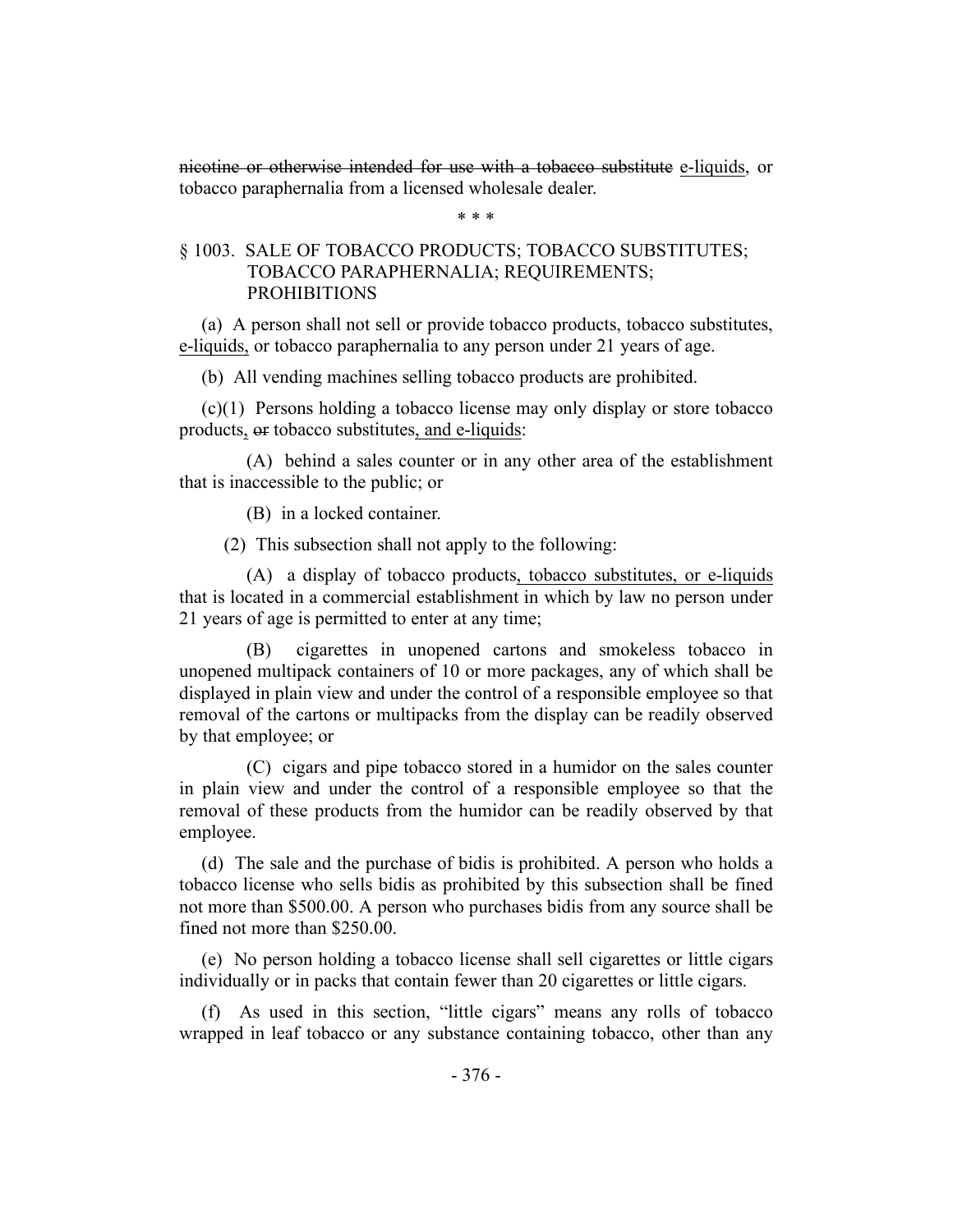~~nicotine or otherwise intended for use with a tobacco substitute~~ <u>e-liquids</u>, or tobacco paraphernalia from a licensed wholesale dealer.

\* \* \*

§ 1003. SALE OF TOBACCO PRODUCTS; TOBACCO SUBSTITUTES; TOBACCO PARAPHERNALIA; REQUIREMENTS; PROHIBITIONS

(a) A person shall not sell or provide tobacco products, tobacco substitutes, <u>e-liquids,</u> or tobacco paraphernalia to any person under 21 years of age.

(b) All vending machines selling tobacco products are prohibited.

(c)(1) Persons holding a tobacco license may only display or store tobacco products<u>,</u> ~~or~~ tobacco substitutes<u>, and e-liquids</u>:

(A) behind a sales counter or in any other area of the establishment that is inaccessible to the public; or

(B) in a locked container.

(2) This subsection shall not apply to the following:

(A) a display of tobacco products<u>, tobacco substitutes, or e-liquids</u> that is located in a commercial establishment in which by law no person under 21 years of age is permitted to enter at any time;

(B) cigarettes in unopened cartons and smokeless tobacco in unopened multipack containers of 10 or more packages, any of which shall be displayed in plain view and under the control of a responsible employee so that removal of the cartons or multipacks from the display can be readily observed by that employee; or

(C) cigars and pipe tobacco stored in a humidor on the sales counter in plain view and under the control of a responsible employee so that the removal of these products from the humidor can be readily observed by that employee.

(d) The sale and the purchase of bidis is prohibited. A person who holds a tobacco license who sells bidis as prohibited by this subsection shall be fined not more than $500.00. A person who purchases bidis from any source shall be fined not more than $250.00.

(e) No person holding a tobacco license shall sell cigarettes or little cigars individually or in packs that contain fewer than 20 cigarettes or little cigars.

(f) As used in this section, "little cigars" means any rolls of tobacco wrapped in leaf tobacco or any substance containing tobacco, other than any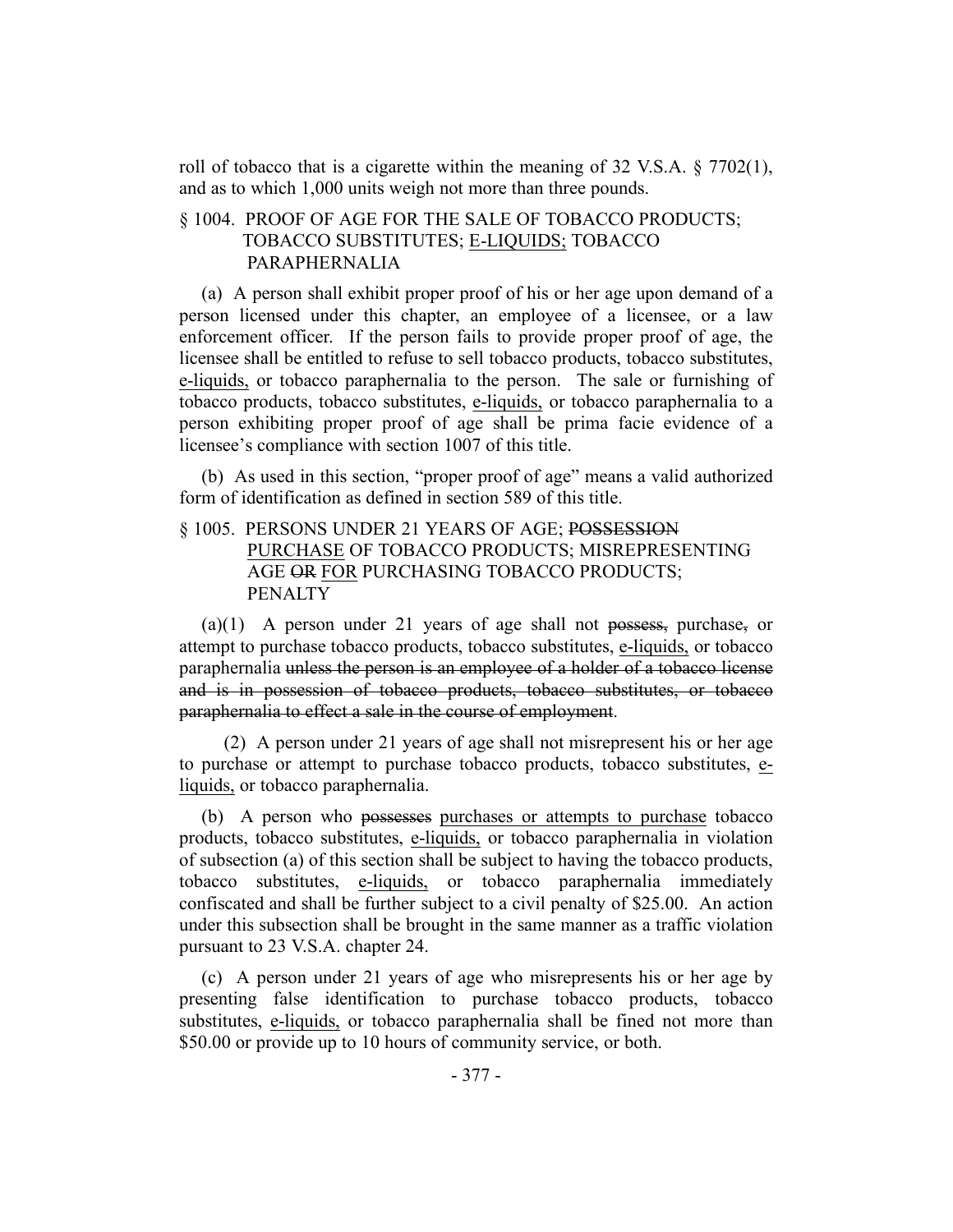roll of tobacco that is a cigarette within the meaning of 32 V.S.A. § 7702(1), and as to which 1,000 units weigh not more than three pounds.

§ 1004. PROOF OF AGE FOR THE SALE OF TOBACCO PRODUCTS; TOBACCO SUBSTITUTES; <u>E-LIQUIDS;</u> TOBACCO PARAPHERNALIA

(a) A person shall exhibit proper proof of his or her age upon demand of a person licensed under this chapter, an employee of a licensee, or a law enforcement officer. If the person fails to provide proper proof of age, the licensee shall be entitled to refuse to sell tobacco products, tobacco substitutes, <u>e-liquids,</u> or tobacco paraphernalia to the person. The sale or furnishing of tobacco products, tobacco substitutes, <u>e-liquids,</u> or tobacco paraphernalia to a person exhibiting proper proof of age shall be prima facie evidence of a licensee's compliance with section 1007 of this title.

(b) As used in this section, "proper proof of age" means a valid authorized form of identification as defined in section 589 of this title.

§ 1005. PERSONS UNDER 21 YEARS OF AGE; ~~POSSESSION~~ <u>PURCHASE</u> OF TOBACCO PRODUCTS; MISREPRESENTING AGE ~~OR~~ <u>FOR</u> PURCHASING TOBACCO PRODUCTS; PENALTY

(a)(1) A person under 21 years of age shall not ~~possess,~~ purchase~~,~~ or attempt to purchase tobacco products, tobacco substitutes, <u>e-liquids,</u> or tobacco paraphernalia ~~unless the person is an employee of a holder of a tobacco license and is in possession of tobacco products, tobacco substitutes, or tobacco paraphernalia to effect a sale in the course of employment~~.

(2) A person under 21 years of age shall not misrepresent his or her age to purchase or attempt to purchase tobacco products, tobacco substitutes, <u>e-liquids,</u> or tobacco paraphernalia.

(b) A person who ~~possesses~~ <u>purchases or attempts to purchase</u> tobacco products, tobacco substitutes, <u>e-liquids,</u> or tobacco paraphernalia in violation of subsection (a) of this section shall be subject to having the tobacco products, tobacco substitutes, <u>e-liquids,</u> or tobacco paraphernalia immediately confiscated and shall be further subject to a civil penalty of $25.00. An action under this subsection shall be brought in the same manner as a traffic violation pursuant to 23 V.S.A. chapter 24.

(c) A person under 21 years of age who misrepresents his or her age by presenting false identification to purchase tobacco products, tobacco substitutes, <u>e-liquids,</u> or tobacco paraphernalia shall be fined not more than $50.00 or provide up to 10 hours of community service, or both.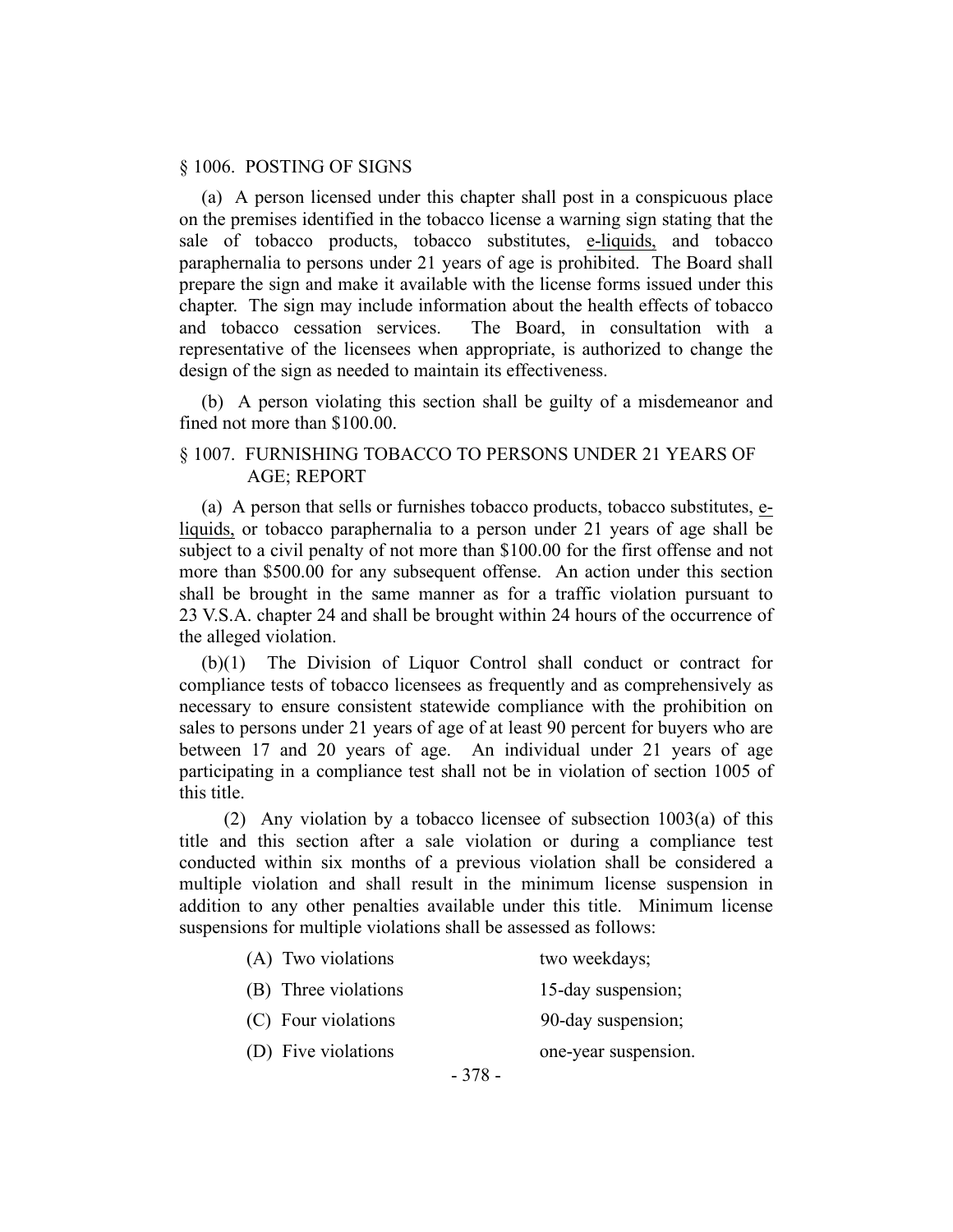§ 1006. POSTING OF SIGNS

(a) A person licensed under this chapter shall post in a conspicuous place on the premises identified in the tobacco license a warning sign stating that the sale of tobacco products, tobacco substitutes, e-liquids, and tobacco paraphernalia to persons under 21 years of age is prohibited. The Board shall prepare the sign and make it available with the license forms issued under this chapter. The sign may include information about the health effects of tobacco and tobacco cessation services. The Board, in consultation with a representative of the licensees when appropriate, is authorized to change the design of the sign as needed to maintain its effectiveness.

(b) A person violating this section shall be guilty of a misdemeanor and fined not more than $100.00.

§ 1007. FURNISHING TOBACCO TO PERSONS UNDER 21 YEARS OF AGE; REPORT

(a) A person that sells or furnishes tobacco products, tobacco substitutes, e-liquids, or tobacco paraphernalia to a person under 21 years of age shall be subject to a civil penalty of not more than $100.00 for the first offense and not more than $500.00 for any subsequent offense. An action under this section shall be brought in the same manner as for a traffic violation pursuant to 23 V.S.A. chapter 24 and shall be brought within 24 hours of the occurrence of the alleged violation.

(b)(1) The Division of Liquor Control shall conduct or contract for compliance tests of tobacco licensees as frequently and as comprehensively as necessary to ensure consistent statewide compliance with the prohibition on sales to persons under 21 years of age of at least 90 percent for buyers who are between 17 and 20 years of age. An individual under 21 years of age participating in a compliance test shall not be in violation of section 1005 of this title.

(2) Any violation by a tobacco licensee of subsection 1003(a) of this title and this section after a sale violation or during a compliance test conducted within six months of a previous violation shall be considered a multiple violation and shall result in the minimum license suspension in addition to any other penalties available under this title. Minimum license suspensions for multiple violations shall be assessed as follows:

(A) Two violations two weekdays;

(B) Three violations 15-day suspension;

(C) Four violations 90-day suspension;

(D) Five violations one-year suspension.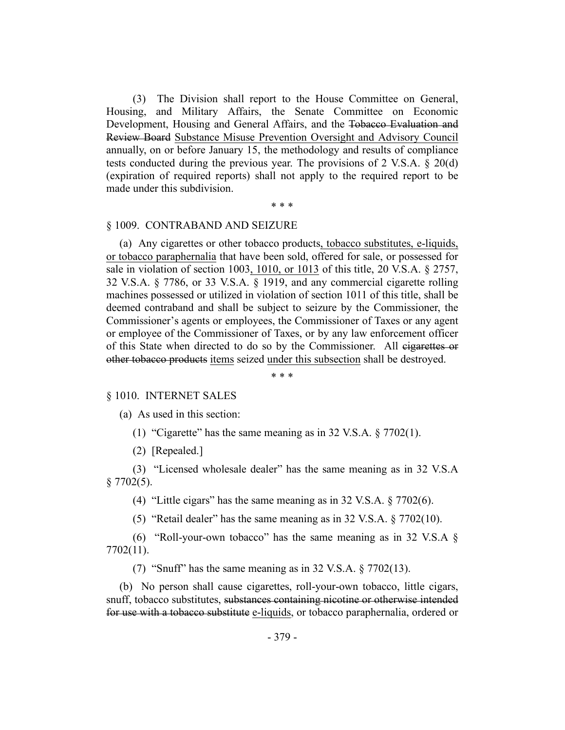(3) The Division shall report to the House Committee on General, Housing, and Military Affairs, the Senate Committee on Economic Development, Housing and General Affairs, and the ~~Tobacco Evaluation and Review Board~~ <u>Substance Misuse Prevention Oversight and Advisory Council</u> annually, on or before January 15, the methodology and results of compliance tests conducted during the previous year. The provisions of 2 V.S.A. § 20(d) (expiration of required reports) shall not apply to the required report to be made under this subdivision.

\* \* \*

§ 1009. CONTRABAND AND SEIZURE

(a) Any cigarettes or other tobacco products<u>, tobacco substitutes, e-liquids, or tobacco paraphernalia</u> that have been sold, offered for sale, or possessed for sale in violation of section 1003<u>, 1010, or 1013</u> of this title, 20 V.S.A. § 2757, 32 V.S.A. § 7786, or 33 V.S.A. § 1919, and any commercial cigarette rolling machines possessed or utilized in violation of section 1011 of this title, shall be deemed contraband and shall be subject to seizure by the Commissioner, the Commissioner's agents or employees, the Commissioner of Taxes or any agent or employee of the Commissioner of Taxes, or by any law enforcement officer of this State when directed to do so by the Commissioner. All ~~cigarettes or other tobacco products~~ <u>items</u> seized <u>under this subsection</u> shall be destroyed.

\* \* \*

§ 1010. INTERNET SALES

(a) As used in this section:

(1) "Cigarette" has the same meaning as in 32 V.S.A. § 7702(1).

(2) [Repealed.]

(3) "Licensed wholesale dealer" has the same meaning as in 32 V.S.A § 7702(5).

(4) "Little cigars" has the same meaning as in 32 V.S.A. § 7702(6).

(5) "Retail dealer" has the same meaning as in 32 V.S.A. § 7702(10).

(6) "Roll-your-own tobacco" has the same meaning as in 32 V.S.A § 7702(11).

(7) "Snuff" has the same meaning as in 32 V.S.A. § 7702(13).

(b) No person shall cause cigarettes, roll-your-own tobacco, little cigars, snuff, tobacco substitutes, ~~substances containing nicotine or otherwise intended for use with a tobacco substitute~~ <u>e-liquids</u>, or tobacco paraphernalia, ordered or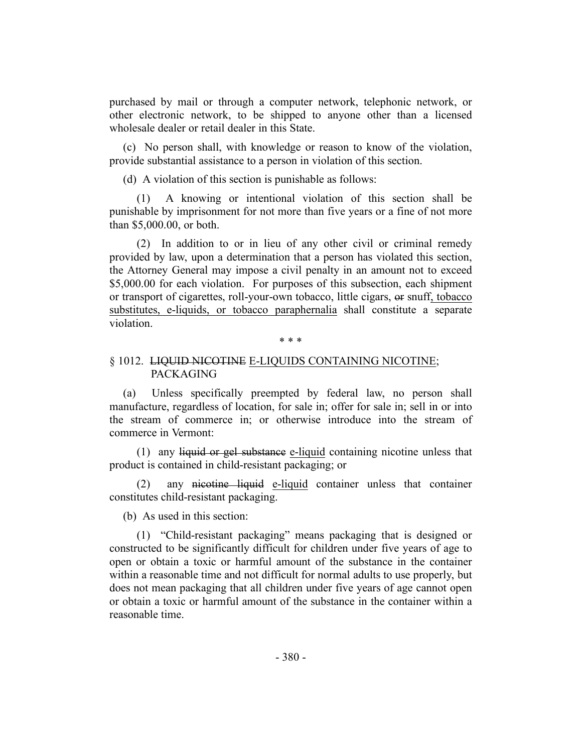purchased by mail or through a computer network, telephonic network, or other electronic network, to be shipped to anyone other than a licensed wholesale dealer or retail dealer in this State.

(c) No person shall, with knowledge or reason to know of the violation, provide substantial assistance to a person in violation of this section.

(d) A violation of this section is punishable as follows:

(1) A knowing or intentional violation of this section shall be punishable by imprisonment for not more than five years or a fine of not more than $5,000.00, or both.

(2) In addition to or in lieu of any other civil or criminal remedy provided by law, upon a determination that a person has violated this section, the Attorney General may impose a civil penalty in an amount not to exceed $5,000.00 for each violation. For purposes of this subsection, each shipment or transport of cigarettes, roll-your-own tobacco, little cigars, ~~or~~ snuff<u>, tobacco substitutes, e-liquids, or tobacco paraphernalia</u> shall constitute a separate violation.

\* \* \*

§ 1012. ~~LIQUID NICOTINE~~ <u>E-LIQUIDS CONTAINING NICOTINE</u>; PACKAGING

(a) Unless specifically preempted by federal law, no person shall manufacture, regardless of location, for sale in; offer for sale in; sell in or into the stream of commerce in; or otherwise introduce into the stream of commerce in Vermont:

(1) any ~~liquid or gel substance~~ <u>e-liquid</u> containing nicotine unless that product is contained in child-resistant packaging; or

(2) any ~~nicotine liquid~~ <u>e-liquid</u> container unless that container constitutes child-resistant packaging.

(b) As used in this section:

(1) "Child-resistant packaging" means packaging that is designed or constructed to be significantly difficult for children under five years of age to open or obtain a toxic or harmful amount of the substance in the container within a reasonable time and not difficult for normal adults to use properly, but does not mean packaging that all children under five years of age cannot open or obtain a toxic or harmful amount of the substance in the container within a reasonable time.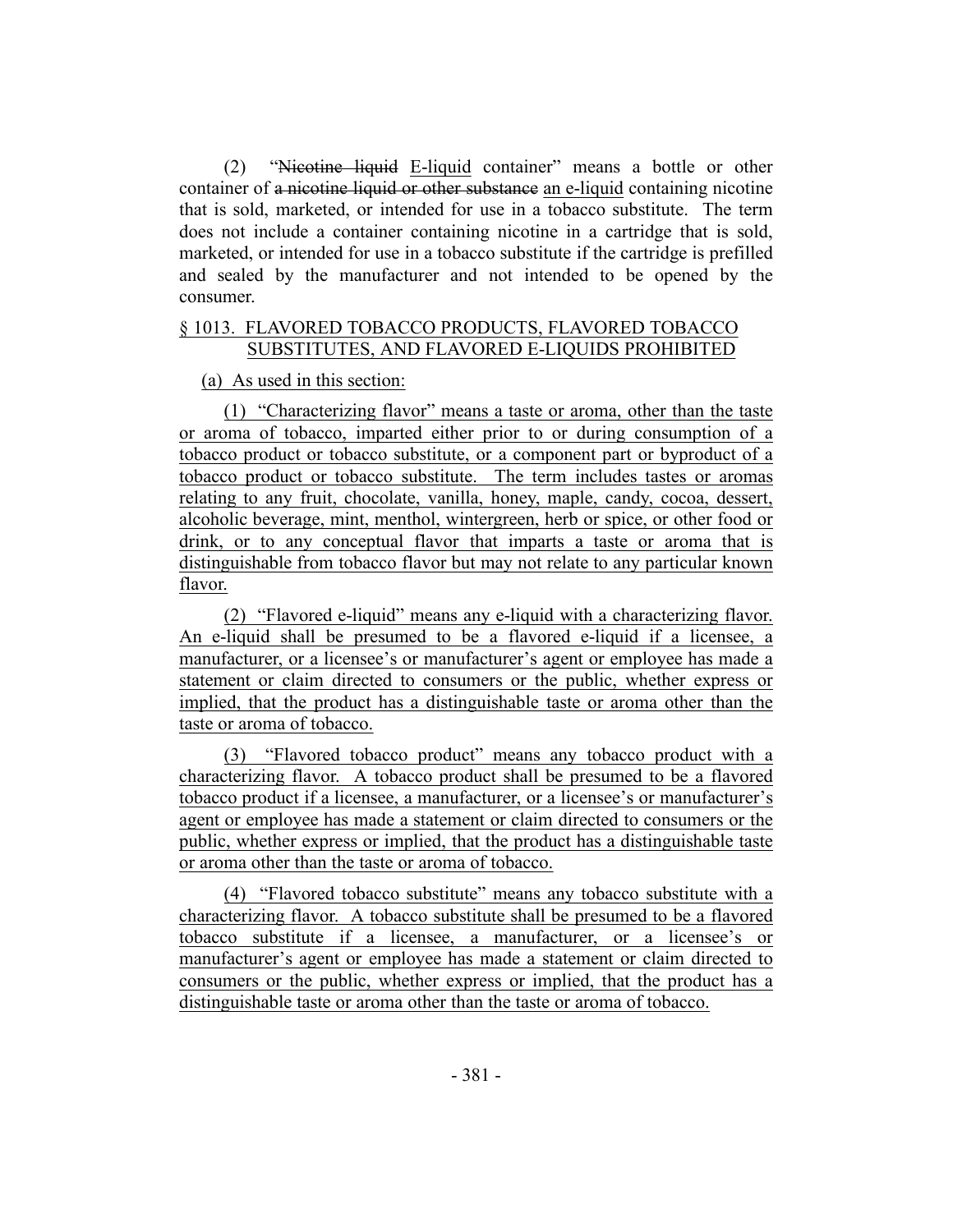(2) "~~Nicotine liquid~~ <u>E-liquid</u> container" means a bottle or other container of ~~a nicotine liquid or other substance~~ <u>an e-liquid</u> containing nicotine that is sold, marketed, or intended for use in a tobacco substitute. The term does not include a container containing nicotine in a cartridge that is sold, marketed, or intended for use in a tobacco substitute if the cartridge is prefilled and sealed by the manufacturer and not intended to be opened by the consumer.

<u>§ 1013. FLAVORED TOBACCO PRODUCTS, FLAVORED TOBACCO SUBSTITUTES, AND FLAVORED E-LIQUIDS PROHIBITED</u>

<u>(a) As used in this section:</u>

<u>(1) "Characterizing flavor" means a taste or aroma, other than the taste or aroma of tobacco, imparted either prior to or during consumption of a tobacco product or tobacco substitute, or a component part or byproduct of a tobacco product or tobacco substitute. The term includes tastes or aromas relating to any fruit, chocolate, vanilla, honey, maple, candy, cocoa, dessert, alcoholic beverage, mint, menthol, wintergreen, herb or spice, or other food or drink, or to any conceptual flavor that imparts a taste or aroma that is distinguishable from tobacco flavor but may not relate to any particular known flavor.</u>

<u>(2) "Flavored e-liquid" means any e-liquid with a characterizing flavor. An e-liquid shall be presumed to be a flavored e-liquid if a licensee, a manufacturer, or a licensee's or manufacturer's agent or employee has made a statement or claim directed to consumers or the public, whether express or implied, that the product has a distinguishable taste or aroma other than the taste or aroma of tobacco.</u>

<u>(3) "Flavored tobacco product" means any tobacco product with a characterizing flavor. A tobacco product shall be presumed to be a flavored tobacco product if a licensee, a manufacturer, or a licensee's or manufacturer's agent or employee has made a statement or claim directed to consumers or the public, whether express or implied, that the product has a distinguishable taste or aroma other than the taste or aroma of tobacco.</u>

<u>(4) "Flavored tobacco substitute" means any tobacco substitute with a characterizing flavor. A tobacco substitute shall be presumed to be a flavored tobacco substitute if a licensee, a manufacturer, or a licensee's or manufacturer's agent or employee has made a statement or claim directed to consumers or the public, whether express or implied, that the product has a distinguishable taste or aroma other than the taste or aroma of tobacco.</u>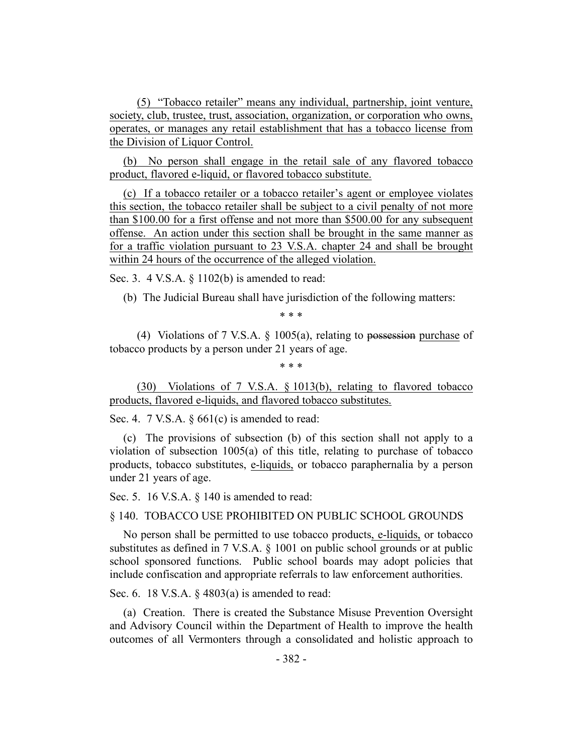(5) "Tobacco retailer" means any individual, partnership, joint venture, society, club, trustee, trust, association, organization, or corporation who owns, operates, or manages any retail establishment that has a tobacco license from the Division of Liquor Control.

(b) No person shall engage in the retail sale of any flavored tobacco product, flavored e-liquid, or flavored tobacco substitute.

(c) If a tobacco retailer or a tobacco retailer's agent or employee violates this section, the tobacco retailer shall be subject to a civil penalty of not more than $100.00 for a first offense and not more than $500.00 for any subsequent offense. An action under this section shall be brought in the same manner as for a traffic violation pursuant to 23 V.S.A. chapter 24 and shall be brought within 24 hours of the occurrence of the alleged violation.

Sec. 3. 4 V.S.A. § 1102(b) is amended to read:

(b) The Judicial Bureau shall have jurisdiction of the following matters:

\* \* \*

(4) Violations of 7 V.S.A. § 1005(a), relating to ~~possession~~ purchase of tobacco products by a person under 21 years of age.

\* \* \*

(30) Violations of 7 V.S.A. § 1013(b), relating to flavored tobacco products, flavored e-liquids, and flavored tobacco substitutes.

Sec. 4. 7 V.S.A. § 661(c) is amended to read:

(c) The provisions of subsection (b) of this section shall not apply to a violation of subsection 1005(a) of this title, relating to purchase of tobacco products, tobacco substitutes, e-liquids, or tobacco paraphernalia by a person under 21 years of age.

Sec. 5. 16 V.S.A. § 140 is amended to read:

§ 140. TOBACCO USE PROHIBITED ON PUBLIC SCHOOL GROUNDS

No person shall be permitted to use tobacco products, e-liquids, or tobacco substitutes as defined in 7 V.S.A. § 1001 on public school grounds or at public school sponsored functions. Public school boards may adopt policies that include confiscation and appropriate referrals to law enforcement authorities.

Sec. 6. 18 V.S.A. § 4803(a) is amended to read:

(a) Creation. There is created the Substance Misuse Prevention Oversight and Advisory Council within the Department of Health to improve the health outcomes of all Vermonters through a consolidated and holistic approach to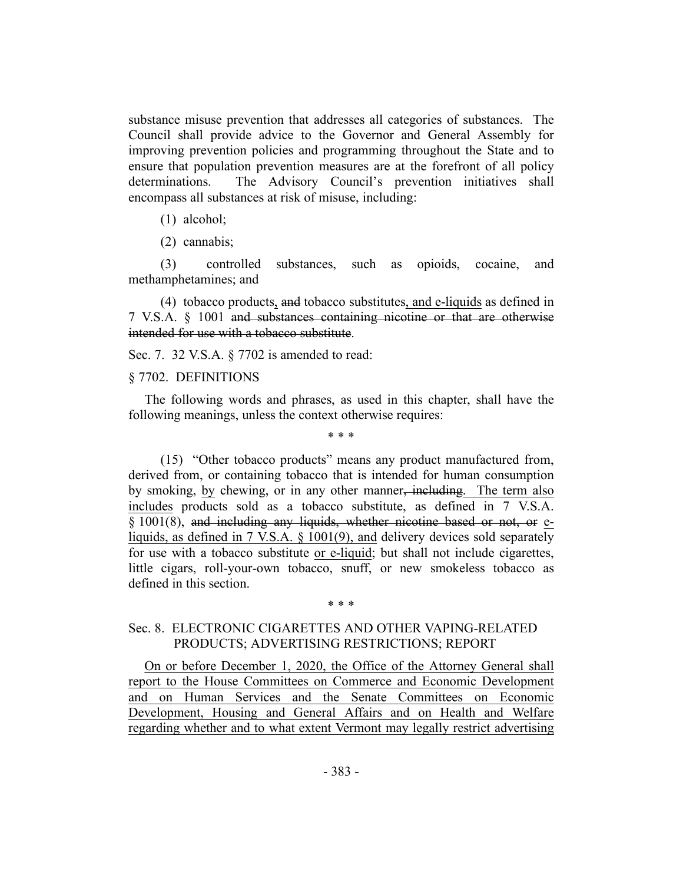substance misuse prevention that addresses all categories of substances. The Council shall provide advice to the Governor and General Assembly for improving prevention policies and programming throughout the State and to ensure that population prevention measures are at the forefront of all policy determinations. The Advisory Council's prevention initiatives shall encompass all substances at risk of misuse, including:

(1) alcohol;

(2) cannabis;

(3) controlled substances, such as opioids, cocaine, and methamphetamines; and

(4) tobacco products, ~~and~~ tobacco substitutes, and e-liquids as defined in 7 V.S.A. § 1001 ~~and substances containing nicotine or that are otherwise intended for use with a tobacco substitute~~.

Sec. 7. 32 V.S.A. § 7702 is amended to read:

§ 7702. DEFINITIONS

The following words and phrases, as used in this chapter, shall have the following meanings, unless the context otherwise requires:

\* \* \*

(15) "Other tobacco products" means any product manufactured from, derived from, or containing tobacco that is intended for human consumption by smoking, by chewing, or in any other manner~~, including~~. The term also includes products sold as a tobacco substitute, as defined in 7 V.S.A. § 1001(8), ~~and including any liquids, whether nicotine based or not, or~~ e-liquids, as defined in 7 V.S.A. § 1001(9), and delivery devices sold separately for use with a tobacco substitute or e-liquid; but shall not include cigarettes, little cigars, roll-your-own tobacco, snuff, or new smokeless tobacco as defined in this section.

\* \* \*

Sec. 8. ELECTRONIC CIGARETTES AND OTHER VAPING-RELATED PRODUCTS; ADVERTISING RESTRICTIONS; REPORT

On or before December 1, 2020, the Office of the Attorney General shall report to the House Committees on Commerce and Economic Development and on Human Services and the Senate Committees on Economic Development, Housing and General Affairs and on Health and Welfare regarding whether and to what extent Vermont may legally restrict advertising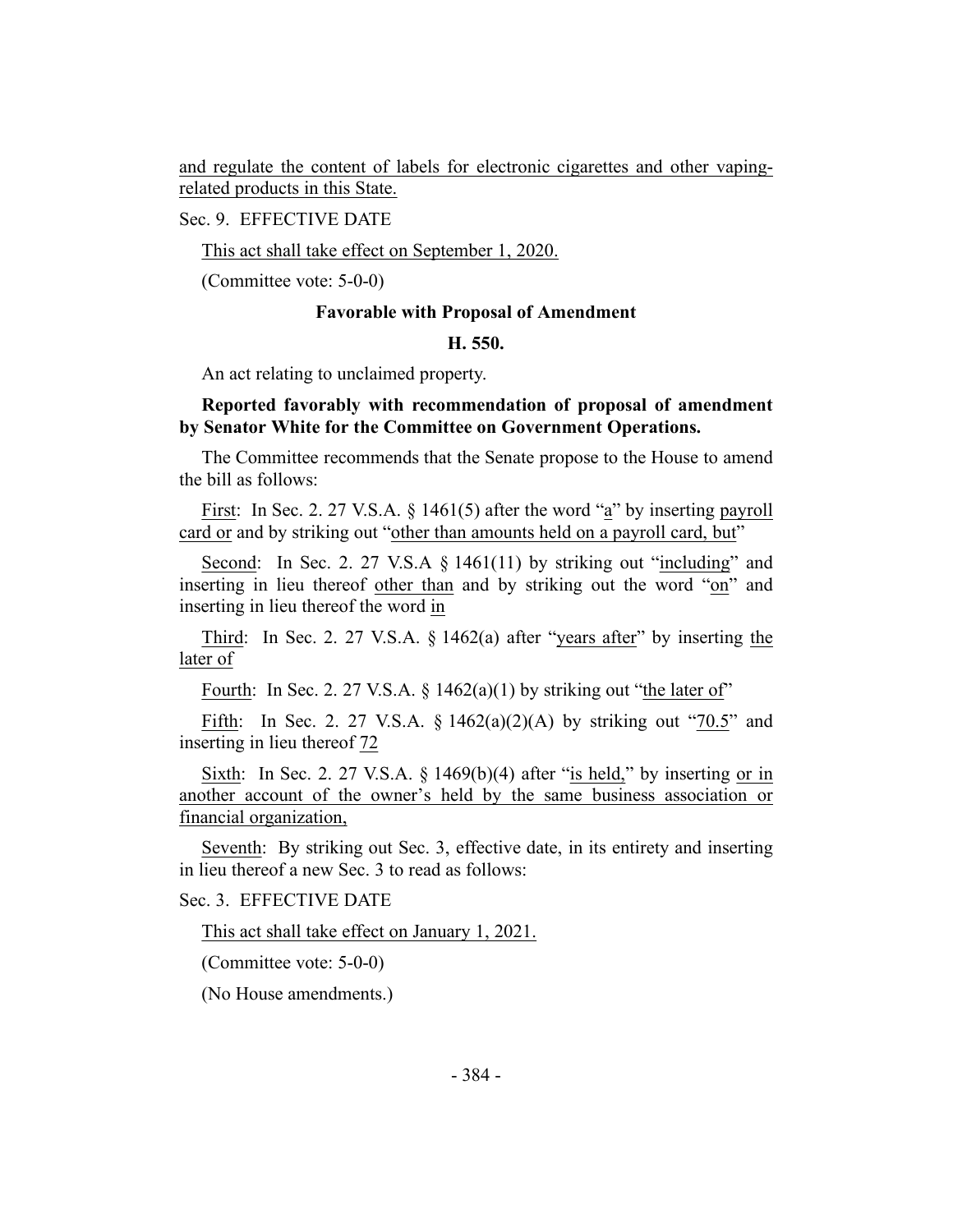and regulate the content of labels for electronic cigarettes and other vaping-related products in this State.

Sec. 9. EFFECTIVE DATE

This act shall take effect on September 1, 2020.

(Committee vote: 5-0-0)

**Favorable with Proposal of Amendment**

**H. 550.**

An act relating to unclaimed property.

**Reported favorably with recommendation of proposal of amendment by Senator White for the Committee on Government Operations.**

The Committee recommends that the Senate propose to the House to amend the bill as follows:

First: In Sec. 2. 27 V.S.A. § 1461(5) after the word "a" by inserting payroll card or and by striking out "other than amounts held on a payroll card, but"

Second: In Sec. 2. 27 V.S.A § 1461(11) by striking out "including" and inserting in lieu thereof other than and by striking out the word "on" and inserting in lieu thereof the word in

Third: In Sec. 2. 27 V.S.A. § 1462(a) after "years after" by inserting the later of

Fourth: In Sec. 2. 27 V.S.A. § 1462(a)(1) by striking out "the later of"

Fifth: In Sec. 2. 27 V.S.A. § 1462(a)(2)(A) by striking out "70.5" and inserting in lieu thereof 72

Sixth: In Sec. 2. 27 V.S.A. § 1469(b)(4) after "is held," by inserting or in another account of the owner's held by the same business association or financial organization,

Seventh: By striking out Sec. 3, effective date, in its entirety and inserting in lieu thereof a new Sec. 3 to read as follows:

Sec. 3. EFFECTIVE DATE

This act shall take effect on January 1, 2021.

(Committee vote: 5-0-0)

(No House amendments.)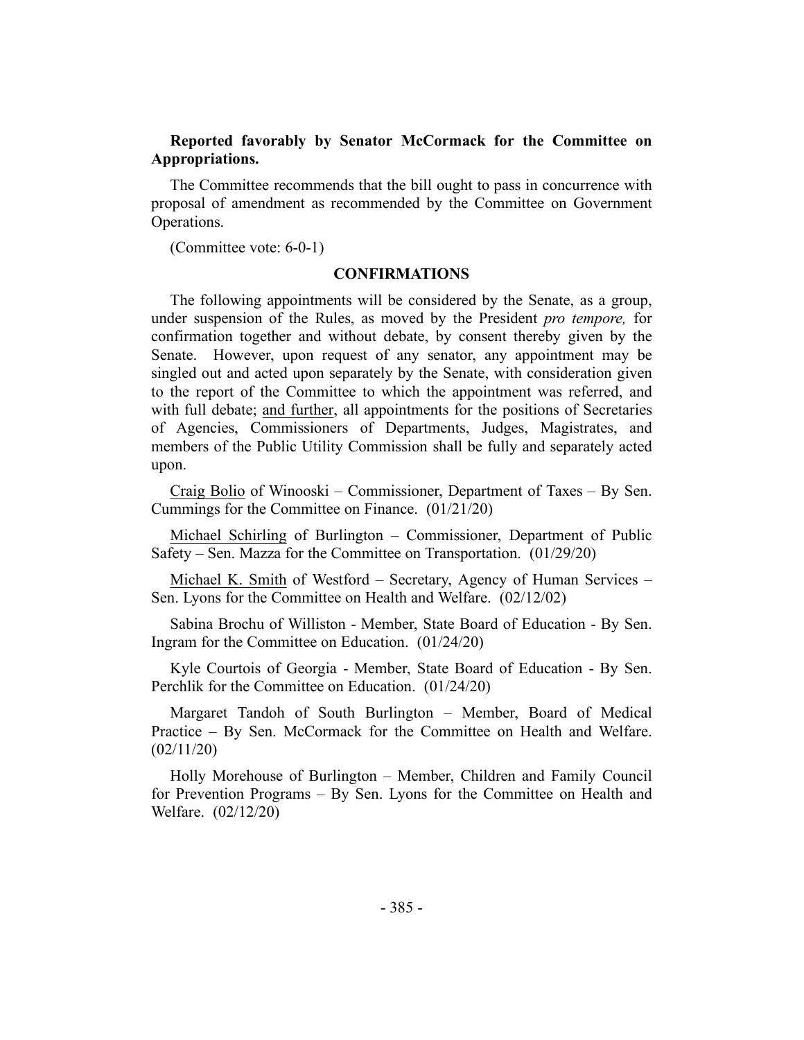**Reported favorably by Senator McCormack for the Committee on Appropriations.**

The Committee recommends that the bill ought to pass in concurrence with proposal of amendment as recommended by the Committee on Government Operations.

(Committee vote: 6-0-1)

## CONFIRMATIONS

The following appointments will be considered by the Senate, as a group, under suspension of the Rules, as moved by the President *pro tempore,* for confirmation together and without debate, by consent thereby given by the Senate. However, upon request of any senator, any appointment may be singled out and acted upon separately by the Senate, with consideration given to the report of the Committee to which the appointment was referred, and with full debate; <u>and further</u>, all appointments for the positions of Secretaries of Agencies, Commissioners of Departments, Judges, Magistrates, and members of the Public Utility Commission shall be fully and separately acted upon.

<u>Craig Bolio</u> of Winooski – Commissioner, Department of Taxes – By Sen. Cummings for the Committee on Finance. (01/21/20)

<u>Michael Schirling</u> of Burlington – Commissioner, Department of Public Safety – Sen. Mazza for the Committee on Transportation. (01/29/20)

<u>Michael K. Smith</u> of Westford – Secretary, Agency of Human Services – Sen. Lyons for the Committee on Health and Welfare. (02/12/02)

Sabina Brochu of Williston - Member, State Board of Education - By Sen. Ingram for the Committee on Education. (01/24/20)

Kyle Courtois of Georgia - Member, State Board of Education - By Sen. Perchlik for the Committee on Education. (01/24/20)

Margaret Tandoh of South Burlington – Member, Board of Medical Practice – By Sen. McCormack for the Committee on Health and Welfare. (02/11/20)

Holly Morehouse of Burlington – Member, Children and Family Council for Prevention Programs – By Sen. Lyons for the Committee on Health and Welfare. (02/12/20)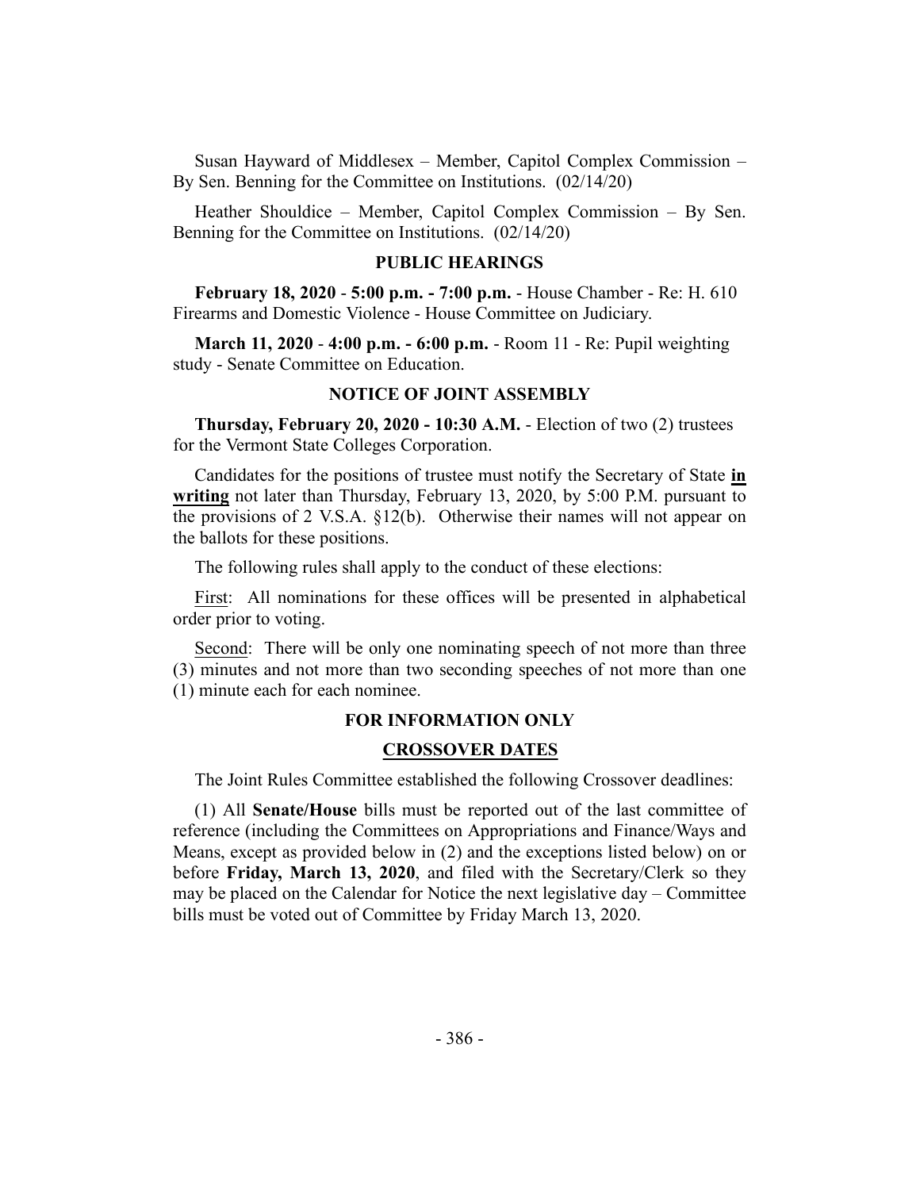Susan Hayward of Middlesex – Member, Capitol Complex Commission – By Sen. Benning for the Committee on Institutions. (02/14/20)

Heather Shouldice – Member, Capitol Complex Commission – By Sen. Benning for the Committee on Institutions. (02/14/20)

## PUBLIC HEARINGS

**February 18, 2020** - **5:00 p.m. - 7:00 p.m.** - House Chamber - Re: H. 610 Firearms and Domestic Violence - House Committee on Judiciary.

**March 11, 2020** - **4:00 p.m. - 6:00 p.m.** - Room 11 - Re: Pupil weighting study - Senate Committee on Education.

## NOTICE OF JOINT ASSEMBLY

**Thursday, February 20, 2020 - 10:30 A.M.** - Election of two (2) trustees for the Vermont State Colleges Corporation.

Candidates for the positions of trustee must notify the Secretary of State **in writing** not later than Thursday, February 13, 2020, by 5:00 P.M. pursuant to the provisions of 2 V.S.A. §12(b). Otherwise their names will not appear on the ballots for these positions.

The following rules shall apply to the conduct of these elections:

First: All nominations for these offices will be presented in alphabetical order prior to voting.

Second: There will be only one nominating speech of not more than three (3) minutes and not more than two seconding speeches of not more than one (1) minute each for each nominee.

## FOR INFORMATION ONLY

## CROSSOVER DATES

The Joint Rules Committee established the following Crossover deadlines:

(1) All **Senate/House** bills must be reported out of the last committee of reference (including the Committees on Appropriations and Finance/Ways and Means, except as provided below in (2) and the exceptions listed below) on or before **Friday, March 13, 2020**, and filed with the Secretary/Clerk so they may be placed on the Calendar for Notice the next legislative day – Committee bills must be voted out of Committee by Friday March 13, 2020.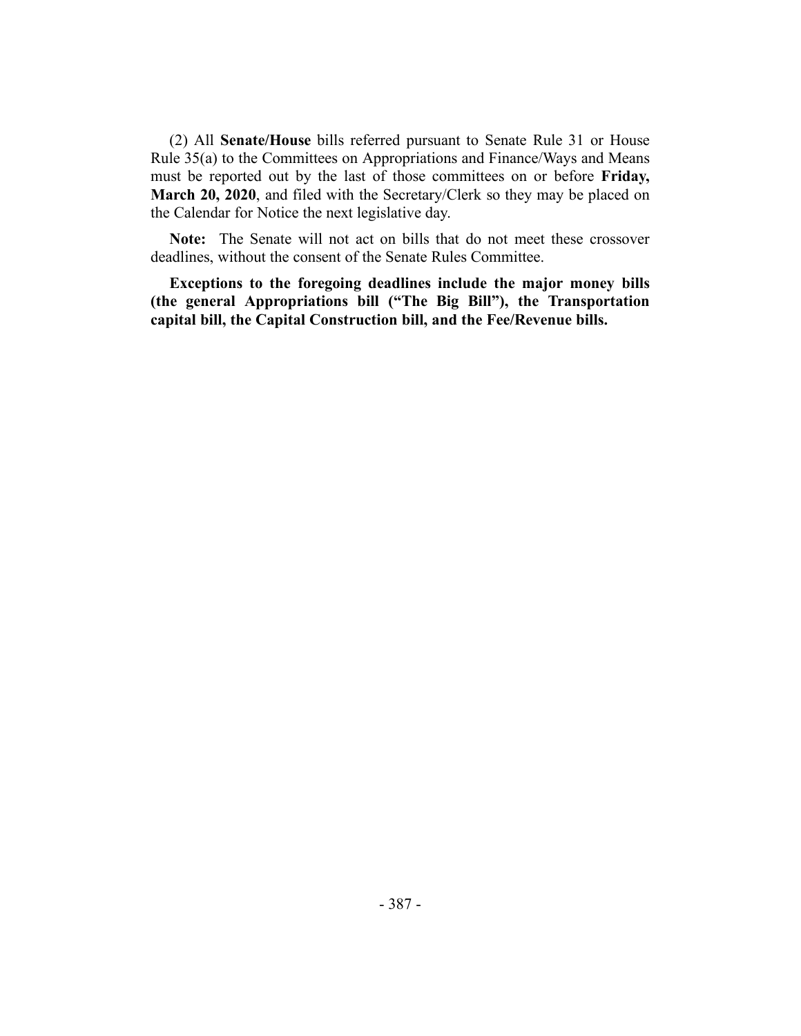(2) All **Senate/House** bills referred pursuant to Senate Rule 31 or House Rule 35(a) to the Committees on Appropriations and Finance/Ways and Means must be reported out by the last of those committees on or before **Friday, March 20, 2020**, and filed with the Secretary/Clerk so they may be placed on the Calendar for Notice the next legislative day.

**Note:** The Senate will not act on bills that do not meet these crossover deadlines, without the consent of the Senate Rules Committee.

**Exceptions to the foregoing deadlines include the major money bills (the general Appropriations bill ("The Big Bill"), the Transportation capital bill, the Capital Construction bill, and the Fee/Revenue bills.**